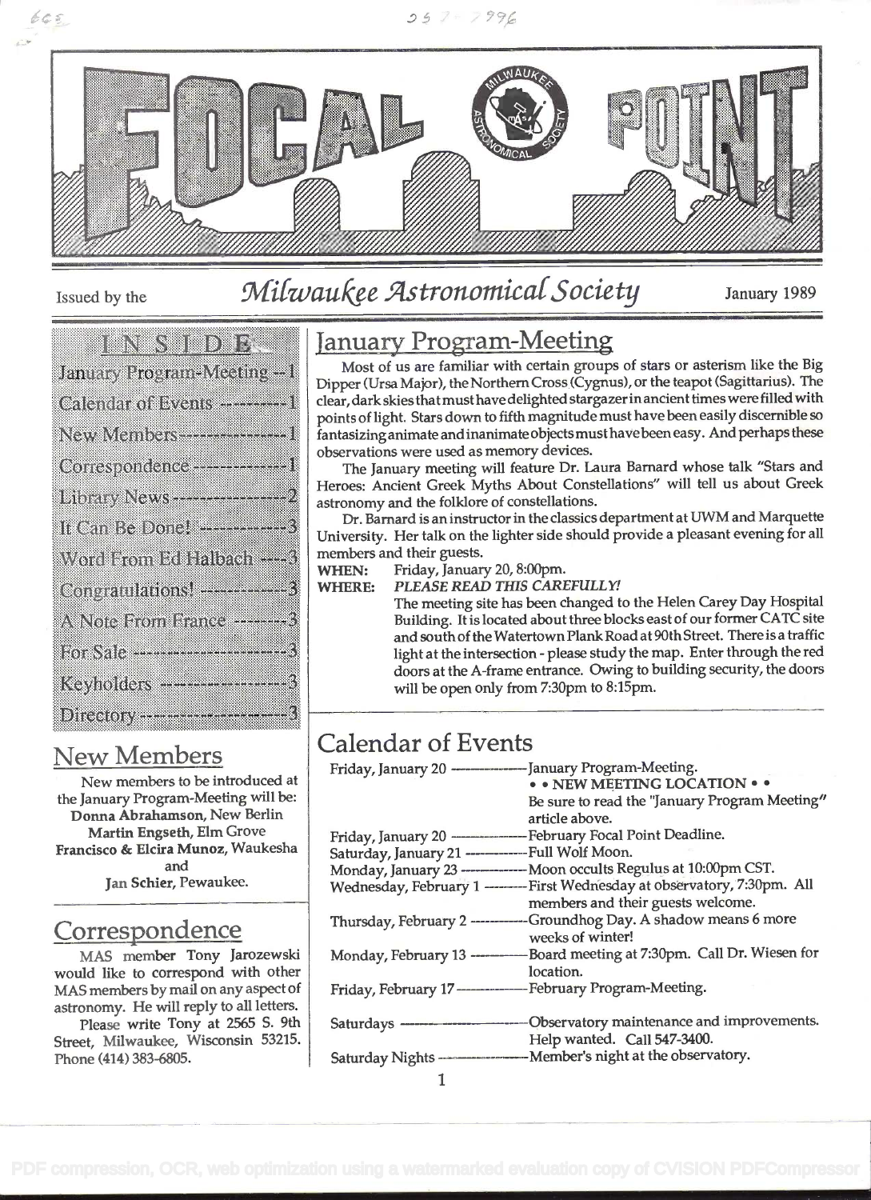# FOCAL POINT

Issued by the *Milwaukee Astronomical Society* January 1989

**INSIDE**

- January Program-Meeting -- 1
- Calendar of Events -- 1
- New Members -- 1
- Correspondence -- 1
- Library News -- 2
- It Can Be Done! -- 3
- Word From Ed Halbach -- 3
- Congratulations! -- 3
- A Note From France -- 3
- For Sale -- 3
- Keyholders -- 3
- Directory -- 3

## January Program-Meeting

Most of us are familiar with certain groups of stars or asterism like the Big Dipper (Ursa Major), the Northern Cross (Cygnus), or the teapot (Sagittarius). The clear, dark skies that must have delighted stargazer in ancient times were filled with points of light. Stars down to fifth magnitude must have been easily discernible so fantasizing animate and inanimate objects must have been easy. And perhaps these observations were used as memory devices.

The January meeting will feature Dr. Laura Barnard whose talk "Stars and Heroes: Ancient Greek Myths About Constellations" will tell us about Greek astronomy and the folklore of constellations.

Dr. Barnard is an instructor in the classics department at UWM and Marquette University. Her talk on the lighter side should provide a pleasant evening for all members and their guests.

**WHEN:** Friday, January 20, 8:00pm.

**WHERE:** *PLEASE READ THIS CAREFULLY!*

The meeting site has been changed to the Helen Carey Day Hospital Building. It is located about three blocks east of our former CATC site and south of the Watertown Plank Road at 90th Street. There is a traffic light at the intersection - please study the map. Enter through the red doors at the A-frame entrance. Owing to building security, the doors will be open only from 7:30pm to 8:15pm.

## New Members

New members to be introduced at the January Program-Meeting will be:

**Donna Abrahamson**, New Berlin
**Martin Engseth**, Elm Grove
**Francisco & Elcira Munoz**, Waukesha
and
**Jan Schier**, Pewaukee.

## Correspondence

MAS member Tony Jarozewski would like to correspond with other MAS members by mail on any aspect of astronomy. He will reply to all letters.

Please write Tony at 2565 S. 9th Street, Milwaukee, Wisconsin 53215. Phone (414) 383-6805.

## Calendar of Events

| Date | Event |
|---|---|
| Friday, January 20 | January Program-Meeting. • • NEW MEETING LOCATION • • Be sure to read the "January Program Meeting" article above. |
| Friday, January 20 | February Focal Point Deadline. |
| Saturday, January 21 | Full Wolf Moon. |
| Monday, January 23 | Moon occults Regulus at 10:00pm CST. |
| Wednesday, February 1 | First Wednesday at observatory, 7:30pm. All members and their guests welcome. |
| Thursday, February 2 | Groundhog Day. A shadow means 6 more weeks of winter! |
| Monday, February 13 | Board meeting at 7:30pm. Call Dr. Wiesen for location. |
| Friday, February 17 | February Program-Meeting. |
| Saturdays | Observatory maintenance and improvements. Help wanted. Call 547-3400. |
| Saturday Nights | Member's night at the observatory. |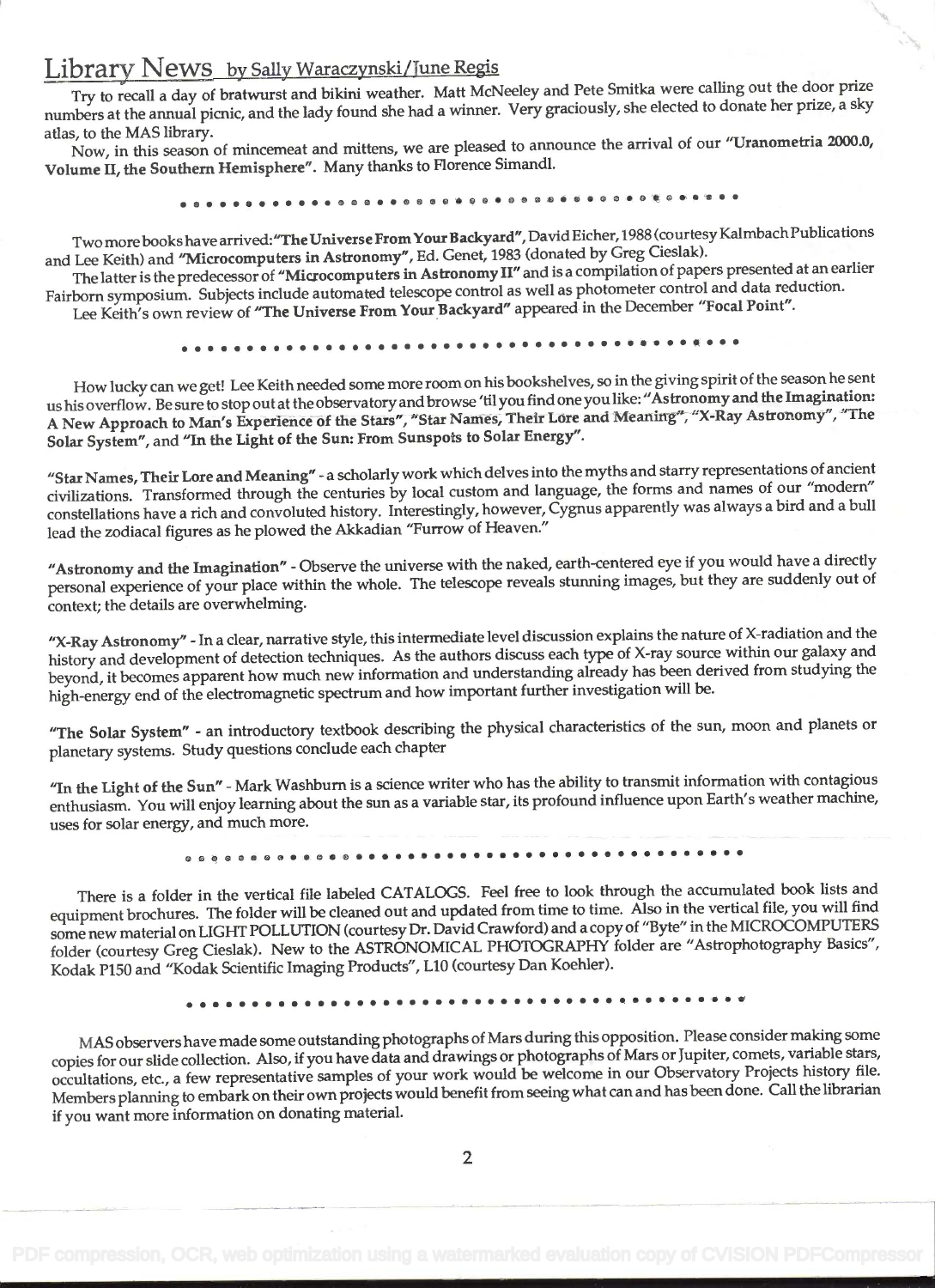## Library News by Sally Waraczynski/June Regis

Try to recall a day of bratwurst and bikini weather. Matt McNeeley and Pete Smitka were calling out the door prize numbers at the annual picnic, and the lady found she had a winner. Very graciously, she elected to donate her prize, a sky atlas, to the MAS library.

Now, in this season of mincemeat and mittens, we are pleased to announce the arrival of our **"Uranometria 2000.0, Volume II, the Southern Hemisphere"**. Many thanks to Florence Simandl.

Two more books have arrived: **"The Universe From Your Backyard"**, David Eicher, 1988 (courtesy Kalmbach Publications and Lee Keith) and **"Microcomputers in Astronomy"**, Ed. Genet, 1983 (donated by Greg Cieslak).

The latter is the predecessor of **"Microcomputers in Astronomy II"** and is a compilation of papers presented at an earlier Fairborn symposium. Subjects include automated telescope control as well as photometer control and data reduction.

Lee Keith's own review of **"The Universe From Your Backyard"** appeared in the December **"Focal Point"**.

How lucky can we get! Lee Keith needed some more room on his bookshelves, so in the giving spirit of the season he sent us his overflow. Be sure to stop out at the observatory and browse 'til you find one you like: **"Astronomy and the Imagination: A New Approach to Man's Experience of the Stars"**, **"Star Names, Their Lore and Meaning"**, **"X-Ray Astronomy"**, **"The Solar System"**, and **"In the Light of the Sun: From Sunspots to Solar Energy"**.

**"Star Names, Their Lore and Meaning"** - a scholarly work which delves into the myths and starry representations of ancient civilizations. Transformed through the centuries by local custom and language, the forms and names of our "modern" constellations have a rich and convoluted history. Interestingly, however, Cygnus apparently was always a bird and a bull lead the zodiacal figures as he plowed the Akkadian "Furrow of Heaven."

**"Astronomy and the Imagination"** - Observe the universe with the naked, earth-centered eye if you would have a directly personal experience of your place within the whole. The telescope reveals stunning images, but they are suddenly out of context; the details are overwhelming.

**"X-Ray Astronomy"** - In a clear, narrative style, this intermediate level discussion explains the nature of X-radiation and the history and development of detection techniques. As the authors discuss each type of X-ray source within our galaxy and beyond, it becomes apparent how much new information and understanding already has been derived from studying the high-energy end of the electromagnetic spectrum and how important further investigation will be.

**"The Solar System"** - an introductory textbook describing the physical characteristics of the sun, moon and planets or planetary systems. Study questions conclude each chapter

**"In the Light of the Sun"** - Mark Washburn is a science writer who has the ability to transmit information with contagious enthusiasm. You will enjoy learning about the sun as a variable star, its profound influence upon Earth's weather machine, uses for solar energy, and much more.

There is a folder in the vertical file labeled CATALOGS. Feel free to look through the accumulated book lists and equipment brochures. The folder will be cleaned out and updated from time to time. Also in the vertical file, you will find some new material on LIGHT POLLUTION (courtesy Dr. David Crawford) and a copy of "Byte" in the MICROCOMPUTERS folder (courtesy Greg Cieslak). New to the ASTRONOMICAL PHOTOGRAPHY folder are "Astrophotography Basics", Kodak P150 and "Kodak Scientific Imaging Products", L10 (courtesy Dan Koehler).

MAS observers have made some outstanding photographs of Mars during this opposition. Please consider making some copies for our slide collection. Also, if you have data and drawings or photographs of Mars or Jupiter, comets, variable stars, occultations, etc., a few representative samples of your work would be welcome in our Observatory Projects history file. Members planning to embark on their own projects would benefit from seeing what can and has been done. Call the librarian if you want more information on donating material.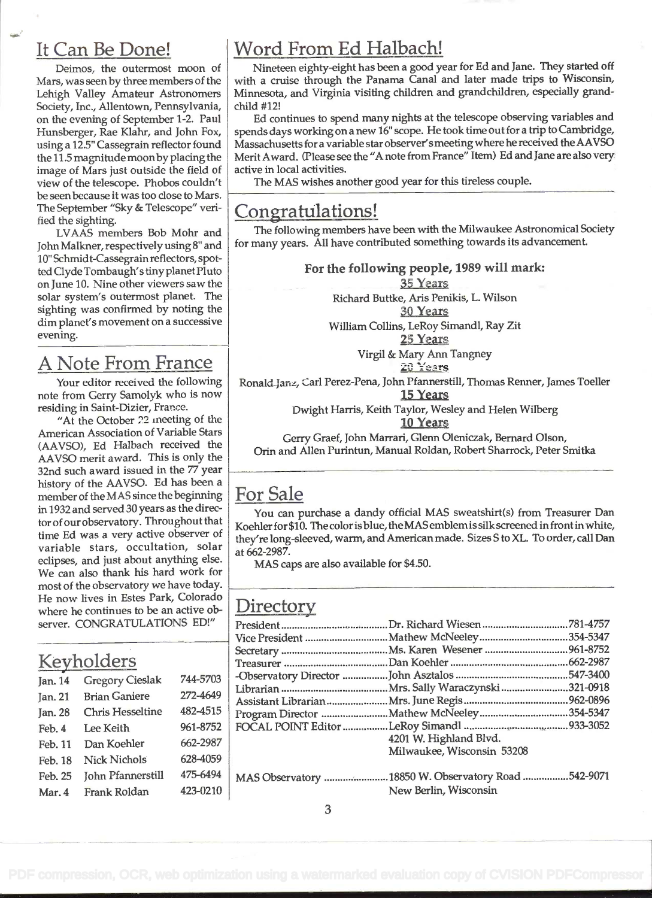## It Can Be Done!

Deimos, the outermost moon of Mars, was seen by three members of the Lehigh Valley Amateur Astronomers Society, Inc., Allentown, Pennsylvania, on the evening of September 1-2. Paul Hunsberger, Rae Klahr, and John Fox, using a 12.5" Cassegrain reflector found the 11.5 magnitude moon by placing the image of Mars just outside the field of view of the telescope. Phobos couldn't be seen because it was too close to Mars. The September "Sky & Telescope" verified the sighting.

LVAAS members Bob Mohr and John Malkner, respectively using 8" and 10" Schmidt-Cassegrain reflectors, spotted Clyde Tombaugh's tiny planet Pluto on June 10. Nine other viewers saw the solar system's outermost planet. The sighting was confirmed by noting the dim planet's movement on a successive evening.

## A Note From France

Your editor received the following note from Gerry Samolyk who is now residing in Saint-Dizier, France.

"At the October 22 meeting of the American Association of Variable Stars (AAVSO), Ed Halbach received the AAVSO merit award. This is only the 32nd such award issued in the 77 year history of the AAVSO. Ed has been a member of the MAS since the beginning in 1932 and served 30 years as the director of our observatory. Throughout that time Ed was a very active observer of variable stars, occultation, solar eclipses, and just about anything else. We can also thank his hard work for most of the observatory we have today. He now lives in Estes Park, Colorado where he continues to be an active observer. CONGRATULATIONS ED!"

## Keyholders

| | | |
|---|---|---|
| Jan. 14 | Gregory Cieslak | 744-5703 |
| Jan. 21 | Brian Ganiere | 272-4649 |
| Jan. 28 | Chris Hesseltine | 482-4515 |
| Feb. 4 | Lee Keith | 961-8752 |
| Feb. 11 | Dan Koehler | 662-2987 |
| Feb. 18 | Nick Nichols | 628-4059 |
| Feb. 25 | John Pfannerstill | 475-6494 |
| Mar. 4 | Frank Roldan | 423-0210 |

## Word From Ed Halbach!

Nineteen eighty-eight has been a good year for Ed and Jane. They started off with a cruise through the Panama Canal and later made trips to Wisconsin, Minnesota, and Virginia visiting children and grandchildren, especially grandchild #12!

Ed continues to spend many nights at the telescope observing variables and spends days working on a new 16" scope. He took time out for a trip to Cambridge, Massachusetts for a variable star observer's meeting where he received the AAVSO Merit Award. (Please see the "A note from France" Item) Ed and Jane are also very active in local activities.

The MAS wishes another good year for this tireless couple.

## Congratulations!

The following members have been with the Milwaukee Astronomical Society for many years. All have contributed something towards its advancement.

**For the following people, 1989 will mark:**

35 Years

Richard Buttke, Aris Penikis, L. Wilson

30 Years

William Collins, LeRoy Simandl, Ray Zit

25 Years

Virgil & Mary Ann Tangney

20 Years

Ronald Janz, Carl Perez-Pena, John Pfannerstill, Thomas Renner, James Toeller

15 Years

Dwight Harris, Keith Taylor, Wesley and Helen Wilberg

10 Years

Gerry Graef, John Marrari, Glenn Oleniczak, Bernard Olson, Orin and Allen Purintun, Manual Roldan, Robert Sharrock, Peter Smitka

## For Sale

You can purchase a dandy official MAS sweatshirt(s) from Treasurer Dan Koehler for $10. The color is blue, the MAS emblem is silk screened in front in white, they're long-sleeved, warm, and American made. Sizes S to XL. To order, call Dan at 662-2987.

MAS caps are also available for $4.50.

## Directory

| | | |
|---|---|---|
| President | Dr. Richard Wiesen | 781-4757 |
| Vice President | Mathew McNeeley | 354-5347 |
| Secretary | Ms. Karen Wesener | 961-8752 |
| Treasurer | Dan Koehler | 662-2987 |
| Observatory Director | John Asztalos | 547-3400 |
| Librarian | Mrs. Sally Waraczynski | 321-0918 |
| Assistant Librarian | Mrs. June Regis | 962-0896 |
| Program Director | Mathew McNeeley | 354-5347 |
| FOCAL POINT Editor | LeRoy Simandl<br>4201 W. Highland Blvd.<br>Milwaukee, Wisconsin 53208 | 933-3052 |
| MAS Observatory | 18850 W. Observatory Road<br>New Berlin, Wisconsin | 542-9071 |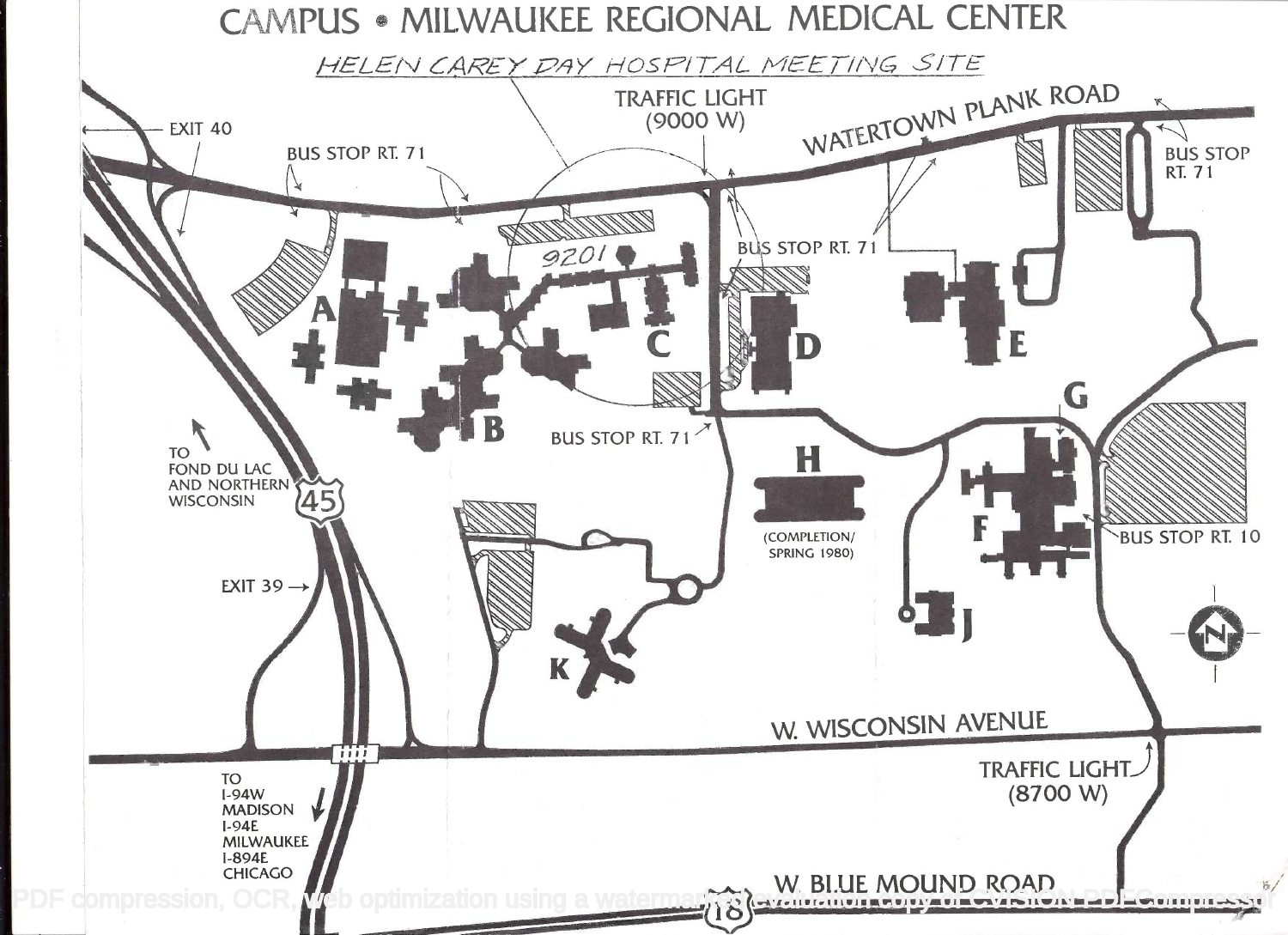# CAMPUS • MILWAUKEE REGIONAL MEDICAL CENTER

HELEN CAREY DAY HOSPITAL MEETING SITE

TRAFFIC LIGHT (9000 W)

WATERTOWN PLANK ROAD

EXIT 40

BUS STOP RT. 71

BUS STOP RT. 71

BUS STOP RT. 71

9201

A

B

C

D

E

G

BUS STOP RT. 71

H

(COMPLETION/ SPRING 1980)

F

BUS STOP RT. 10

TO FOND DU LAC AND NORTHERN WISCONSIN

45

EXIT 39 →

J

K

N

W. WISCONSIN AVENUE

TRAFFIC LIGHT (8700 W)

TO I-94W MADISON I-94E MILWAUKEE I-894E CHICAGO

W. BLUE MOUND ROAD

18